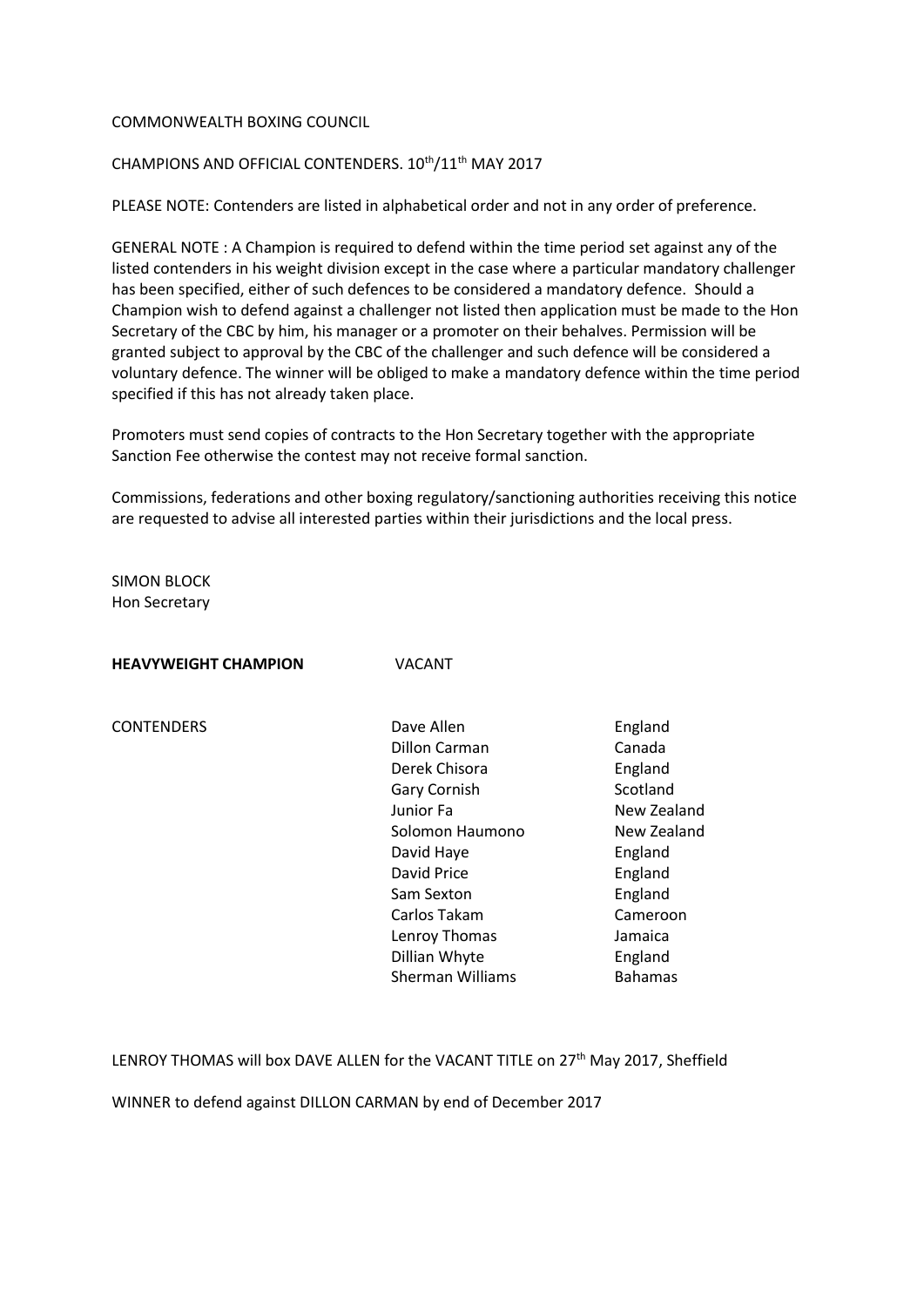COMMONWEALTH BOXING COUNCIL

CHAMPIONS AND OFFICIAL CONTENDERS. 10th/11th MAY 2017

PLEASE NOTE: Contenders are listed in alphabetical order and not in any order of preference.

GENERAL NOTE : A Champion is required to defend within the time period set against any of the listed contenders in his weight division except in the case where a particular mandatory challenger has been specified, either of such defences to be considered a mandatory defence. Should a Champion wish to defend against a challenger not listed then application must be made to the Hon Secretary of the CBC by him, his manager or a promoter on their behalves. Permission will be granted subject to approval by the CBC of the challenger and such defence will be considered a voluntary defence. The winner will be obliged to make a mandatory defence within the time period specified if this has not already taken place.

Promoters must send copies of contracts to the Hon Secretary together with the appropriate Sanction Fee otherwise the contest may not receive formal sanction.

Commissions, federations and other boxing regulatory/sanctioning authorities receiving this notice are requested to advise all interested parties within their jurisdictions and the local press.

SIMON BLOCK
Hon Secretary

**HEAVYWEIGHT CHAMPION** VACANT

| | | |
|---|---|---|
| CONTENDERS | Dave Allen | England |
| | Dillon Carman | Canada |
| | Derek Chisora | England |
| | Gary Cornish | Scotland |
| | Junior Fa | New Zealand |
| | Solomon Haumono | New Zealand |
| | David Haye | England |
| | David Price | England |
| | Sam Sexton | England |
| | Carlos Takam | Cameroon |
| | Lenroy Thomas | Jamaica |
| | Dillian Whyte | England |
| | Sherman Williams | Bahamas |

LENROY THOMAS will box DAVE ALLEN for the VACANT TITLE on 27th May 2017, Sheffield

WINNER to defend against DILLON CARMAN by end of December 2017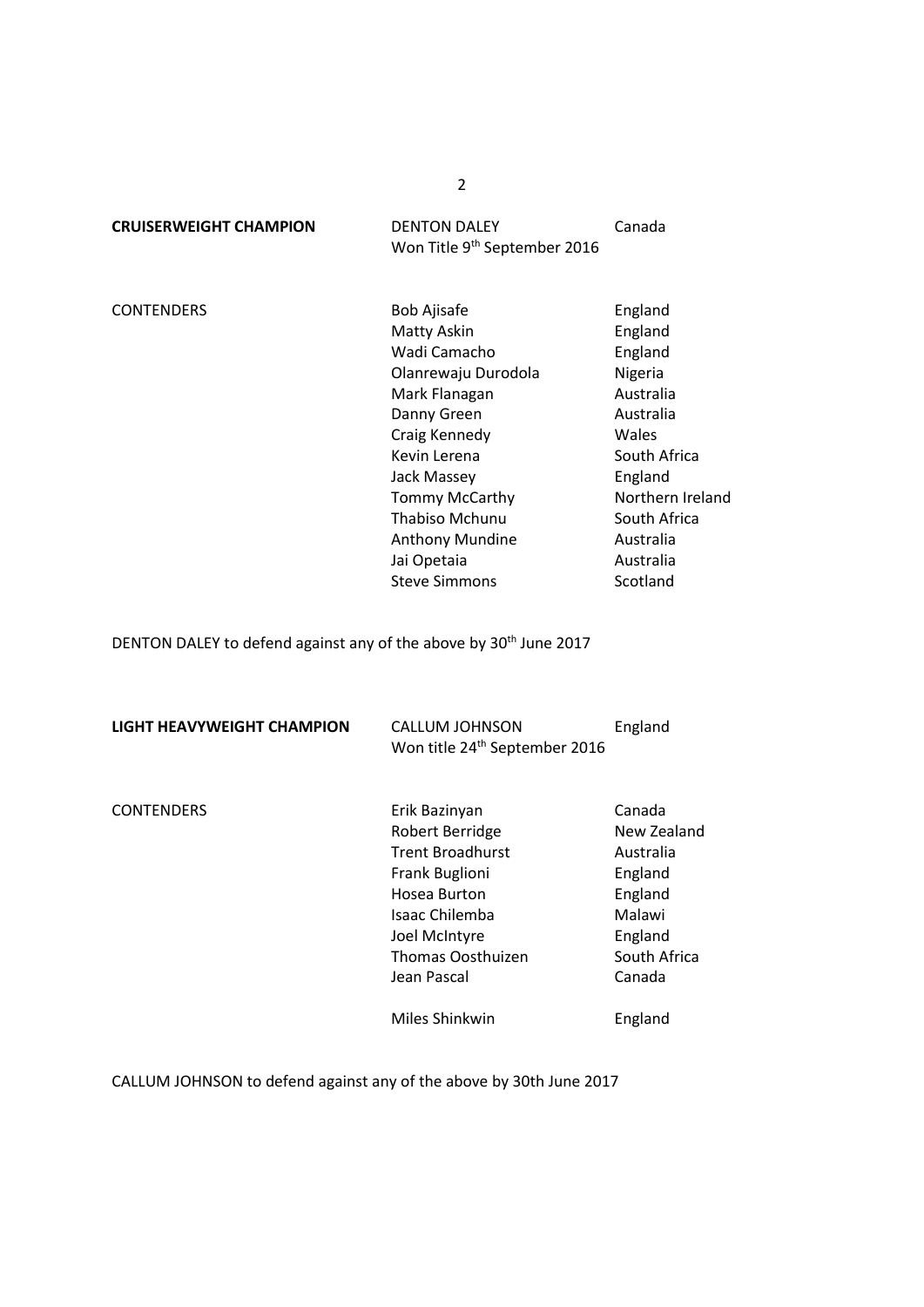| | | |
|---|---|---|
| **CRUISERWEIGHT CHAMPION** | DENTON DALEY<br>Won Title 9th September 2016 | Canada |
| CONTENDERS | Bob Ajisafe | England |
| | Matty Askin | England |
| | Wadi Camacho | England |
| | Olanrewaju Durodola | Nigeria |
| | Mark Flanagan | Australia |
| | Danny Green | Australia |
| | Craig Kennedy | Wales |
| | Kevin Lerena | South Africa |
| | Jack Massey | England |
| | Tommy McCarthy | Northern Ireland |
| | Thabiso Mchunu | South Africa |
| | Anthony Mundine | Australia |
| | Jai Opetaia | Australia |
| | Steve Simmons | Scotland |

DENTON DALEY to defend against any of the above by 30th June 2017

| | | |
|---|---|---|
| **LIGHT HEAVYWEIGHT CHAMPION** | CALLUM JOHNSON<br>Won title 24th September 2016 | England |
| CONTENDERS | Erik Bazinyan | Canada |
| | Robert Berridge | New Zealand |
| | Trent Broadhurst | Australia |
| | Frank Buglioni | England |
| | Hosea Burton | England |
| | Isaac Chilemba | Malawi |
| | Joel McIntyre | England |
| | Thomas Oosthuizen | South Africa |
| | Jean Pascal | Canada |
| | Miles Shinkwin | England |

CALLUM JOHNSON to defend against any of the above by 30th June 2017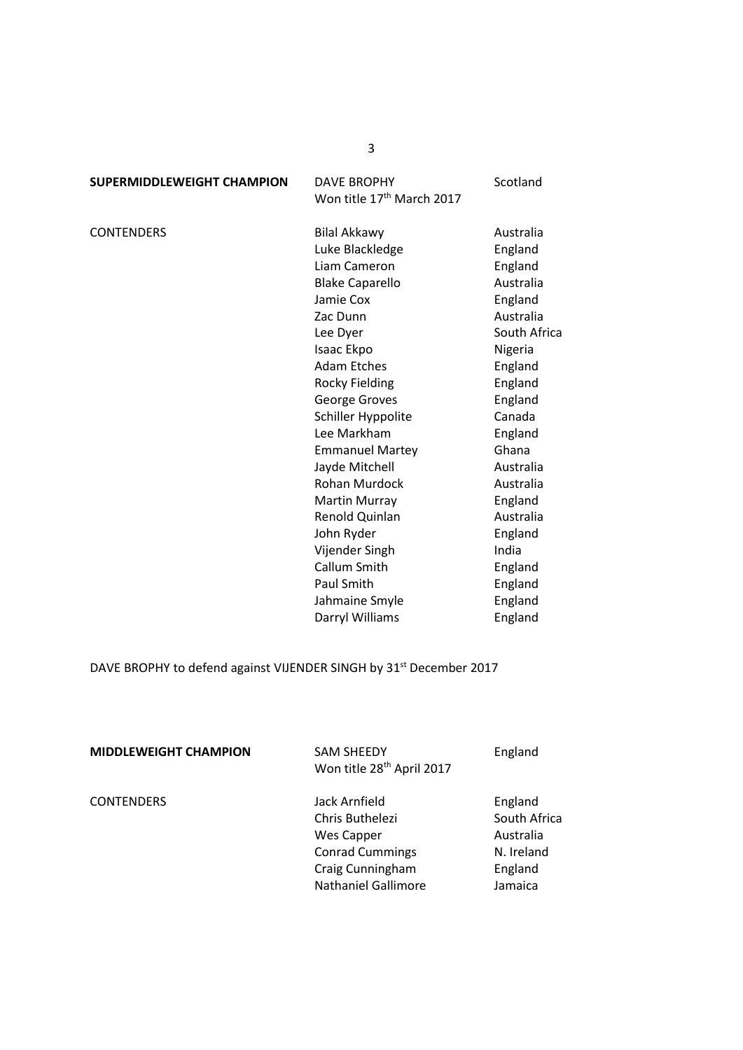| **SUPERMIDDLEWEIGHT CHAMPION** | DAVE BROPHY<br>Won title 17th March 2017 | Scotland |
|---|---|---|
| CONTENDERS | Bilal Akkawy | Australia |
| | Luke Blackledge | England |
| | Liam Cameron | England |
| | Blake Caparello | Australia |
| | Jamie Cox | England |
| | Zac Dunn | Australia |
| | Lee Dyer | South Africa |
| | Isaac Ekpo | Nigeria |
| | Adam Etches | England |
| | Rocky Fielding | England |
| | George Groves | England |
| | Schiller Hyppolite | Canada |
| | Lee Markham | England |
| | Emmanuel Martey | Ghana |
| | Jayde Mitchell | Australia |
| | Rohan Murdock | Australia |
| | Martin Murray | England |
| | Renold Quinlan | Australia |
| | John Ryder | England |
| | Vijender Singh | India |
| | Callum Smith | England |
| | Paul Smith | England |
| | Jahmaine Smyle | England |
| | Darryl Williams | England |

DAVE BROPHY to defend against VIJENDER SINGH by 31st December 2017

| **MIDDLEWEIGHT CHAMPION** | SAM SHEEDY<br>Won title 28th April 2017 | England |
|---|---|---|
| CONTENDERS | Jack Arnfield | England |
| | Chris Buthelezi | South Africa |
| | Wes Capper | Australia |
| | Conrad Cummings | N. Ireland |
| | Craig Cunningham | England |
| | Nathaniel Gallimore | Jamaica |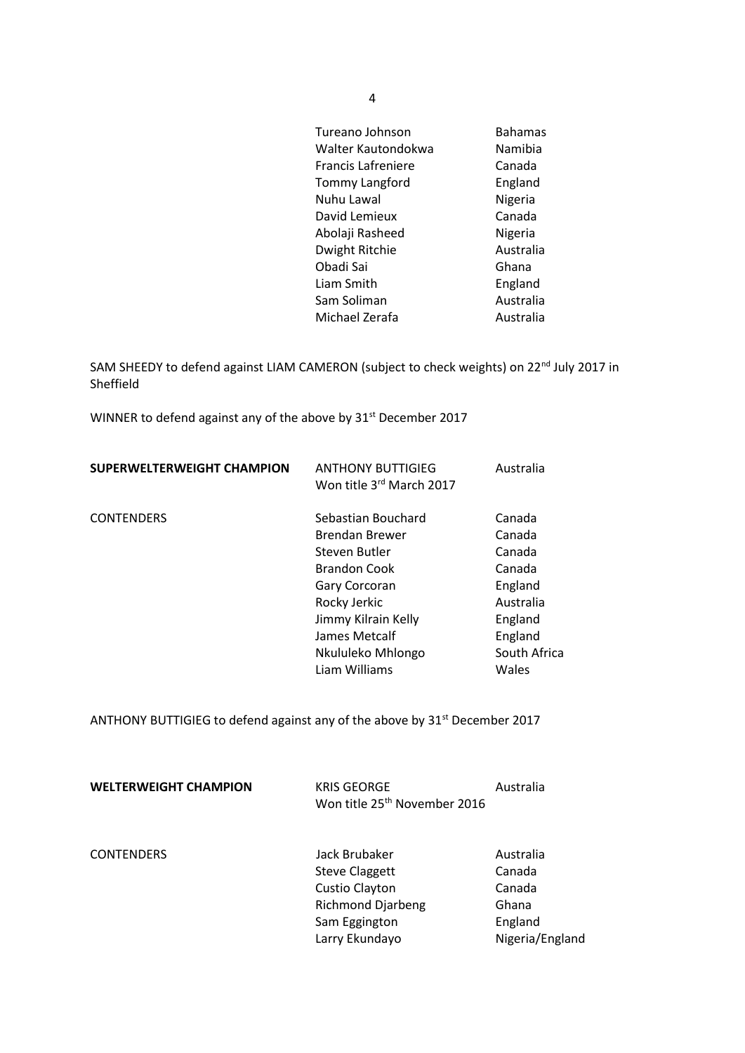| | |
|---|---|
| Tureano Johnson | Bahamas |
| Walter Kautondokwa | Namibia |
| Francis Lafreniere | Canada |
| Tommy Langford | England |
| Nuhu Lawal | Nigeria |
| David Lemieux | Canada |
| Abolaji Rasheed | Nigeria |
| Dwight Ritchie | Australia |
| Obadi Sai | Ghana |
| Liam Smith | England |
| Sam Soliman | Australia |
| Michael Zerafa | Australia |

SAM SHEEDY to defend against LIAM CAMERON (subject to check weights) on 22nd July 2017 in Sheffield

WINNER to defend against any of the above by 31st December 2017

| | | |
|---|---|---|
| **SUPERWELTERWEIGHT CHAMPION** | ANTHONY BUTTIGIEG<br>Won title 3rd March 2017 | Australia |
| CONTENDERS | Sebastian Bouchard | Canada |
| | Brendan Brewer | Canada |
| | Steven Butler | Canada |
| | Brandon Cook | Canada |
| | Gary Corcoran | England |
| | Rocky Jerkic | Australia |
| | Jimmy Kilrain Kelly | England |
| | James Metcalf | England |
| | Nkululeko Mhlongo | South Africa |
| | Liam Williams | Wales |

ANTHONY BUTTIGIEG to defend against any of the above by 31st December 2017

| | | |
|---|---|---|
| **WELTERWEIGHT CHAMPION** | KRIS GEORGE<br>Won title 25th November 2016 | Australia |
| CONTENDERS | Jack Brubaker | Australia |
| | Steve Claggett | Canada |
| | Custio Clayton | Canada |
| | Richmond Djarbeng | Ghana |
| | Sam Eggington | England |
| | Larry Ekundayo | Nigeria/England |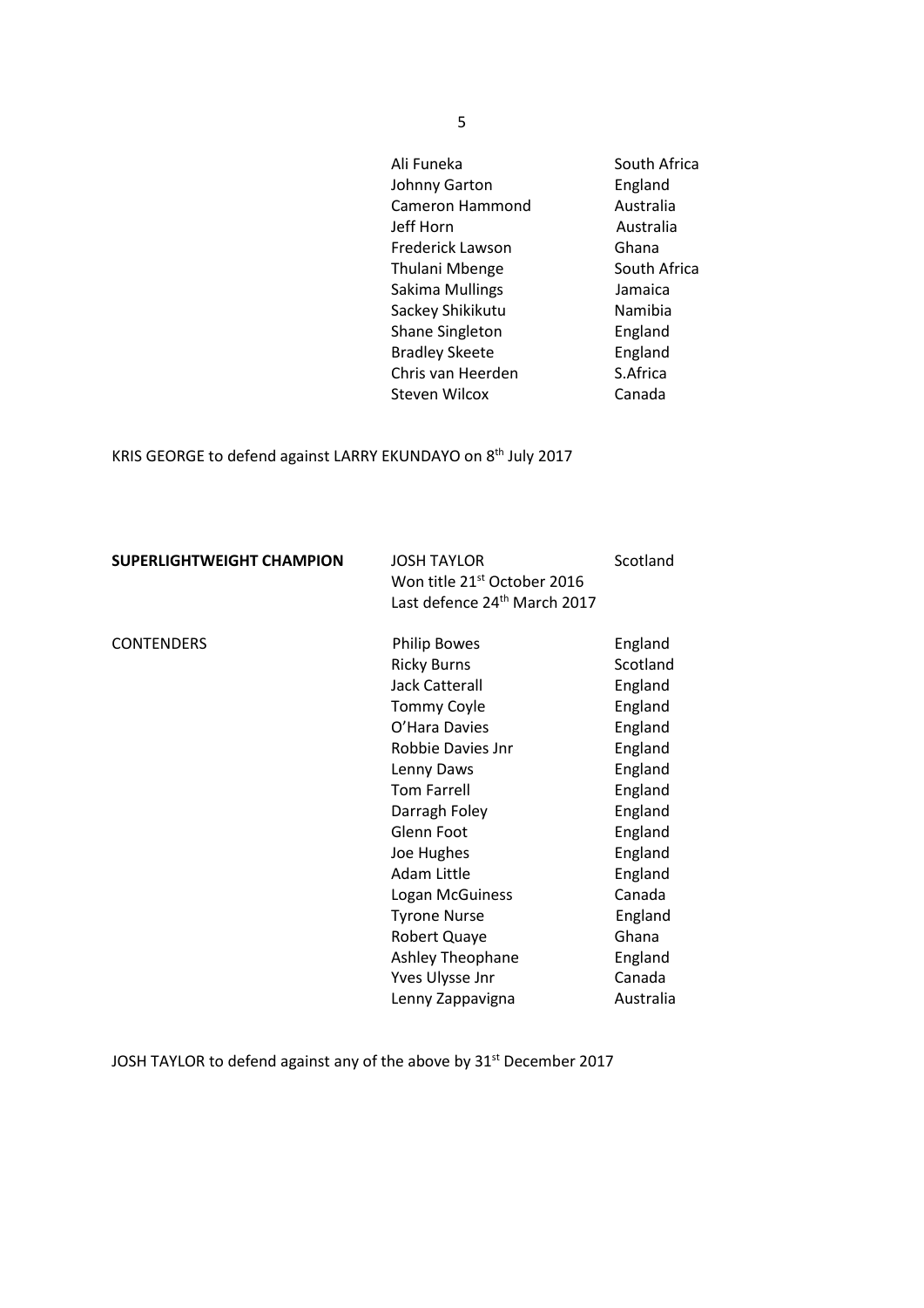| | |
|---|---|
| Ali Funeka | South Africa |
| Johnny Garton | England |
| Cameron Hammond | Australia |
| Jeff Horn | Australia |
| Frederick Lawson | Ghana |
| Thulani Mbenge | South Africa |
| Sakima Mullings | Jamaica |
| Sackey Shikikutu | Namibia |
| Shane Singleton | England |
| Bradley Skeete | England |
| Chris van Heerden | S.Africa |
| Steven Wilcox | Canada |

KRIS GEORGE to defend against LARRY EKUNDAYO on 8th July 2017

| | | |
|---|---|---|
| **SUPERLIGHTWEIGHT CHAMPION** | JOSH TAYLOR<br>Won title 21st October 2016<br>Last defence 24th March 2017 | Scotland |
| CONTENDERS | Philip Bowes | England |
| | Ricky Burns | Scotland |
| | Jack Catterall | England |
| | Tommy Coyle | England |
| | O'Hara Davies | England |
| | Robbie Davies Jnr | England |
| | Lenny Daws | England |
| | Tom Farrell | England |
| | Darragh Foley | England |
| | Glenn Foot | England |
| | Joe Hughes | England |
| | Adam Little | England |
| | Logan McGuiness | Canada |
| | Tyrone Nurse | England |
| | Robert Quaye | Ghana |
| | Ashley Theophane | England |
| | Yves Ulysse Jnr | Canada |
| | Lenny Zappavigna | Australia |

JOSH TAYLOR to defend against any of the above by 31st December 2017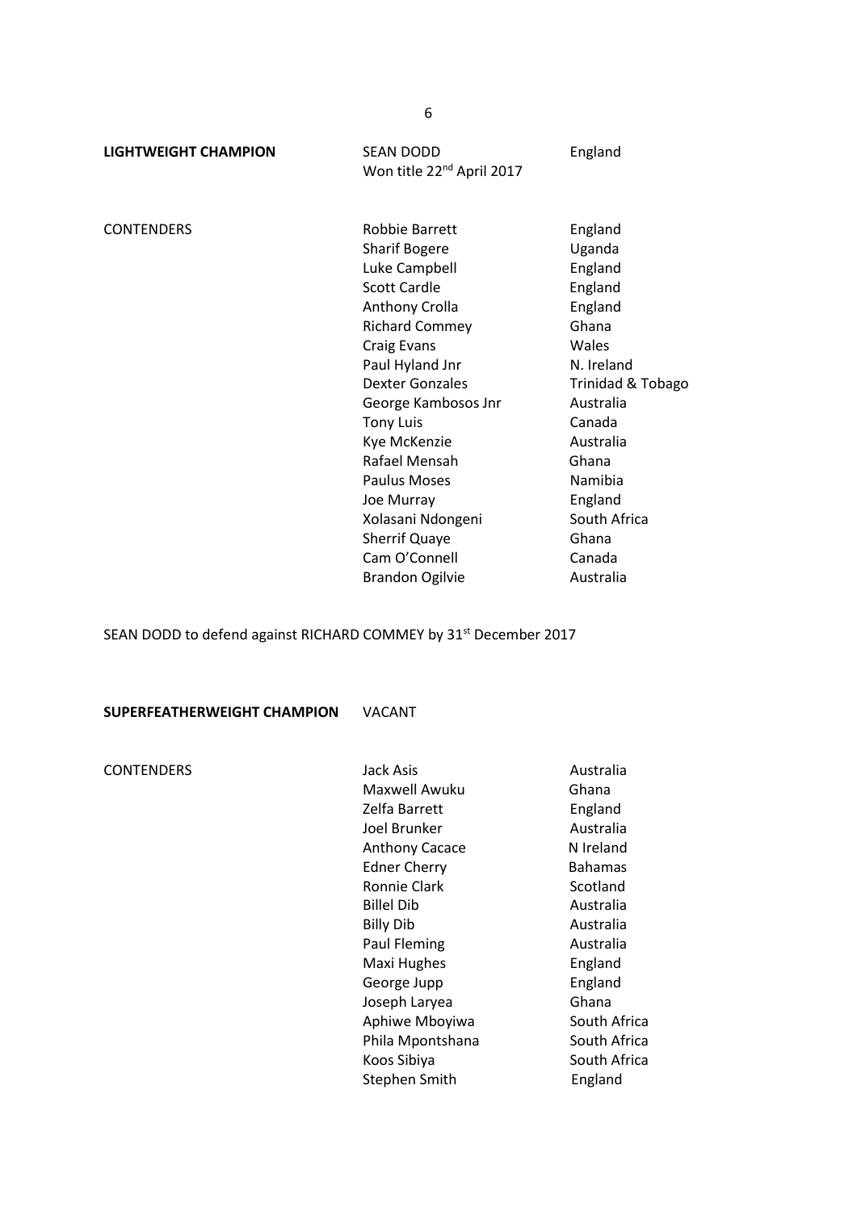| | | |
|---|---|---|
| **LIGHTWEIGHT CHAMPION** | SEAN DODD<br>Won title 22nd April 2017 | England |
| CONTENDERS | Robbie Barrett | England |
| | Sharif Bogere | Uganda |
| | Luke Campbell | England |
| | Scott Cardle | England |
| | Anthony Crolla | England |
| | Richard Commey | Ghana |
| | Craig Evans | Wales |
| | Paul Hyland Jnr | N. Ireland |
| | Dexter Gonzales | Trinidad & Tobago |
| | George Kambosos Jnr | Australia |
| | Tony Luis | Canada |
| | Kye McKenzie | Australia |
| | Rafael Mensah | Ghana |
| | Paulus Moses | Namibia |
| | Joe Murray | England |
| | Xolasani Ndongeni | South Africa |
| | Sherrif Quaye | Ghana |
| | Cam O'Connell | Canada |
| | Brandon Ogilvie | Australia |

SEAN DODD to defend against RICHARD COMMEY by 31st December 2017

| | | |
|---|---|---|
| **SUPERFEATHERWEIGHT CHAMPION** | VACANT | |
| CONTENDERS | Jack Asis | Australia |
| | Maxwell Awuku | Ghana |
| | Zelfa Barrett | England |
| | Joel Brunker | Australia |
| | Anthony Cacace | N Ireland |
| | Edner Cherry | Bahamas |
| | Ronnie Clark | Scotland |
| | Billel Dib | Australia |
| | Billy Dib | Australia |
| | Paul Fleming | Australia |
| | Maxi Hughes | England |
| | George Jupp | England |
| | Joseph Laryea | Ghana |
| | Aphiwe Mboyiwa | South Africa |
| | Phila Mpontshana | South Africa |
| | Koos Sibiya | South Africa |
| | Stephen Smith | England |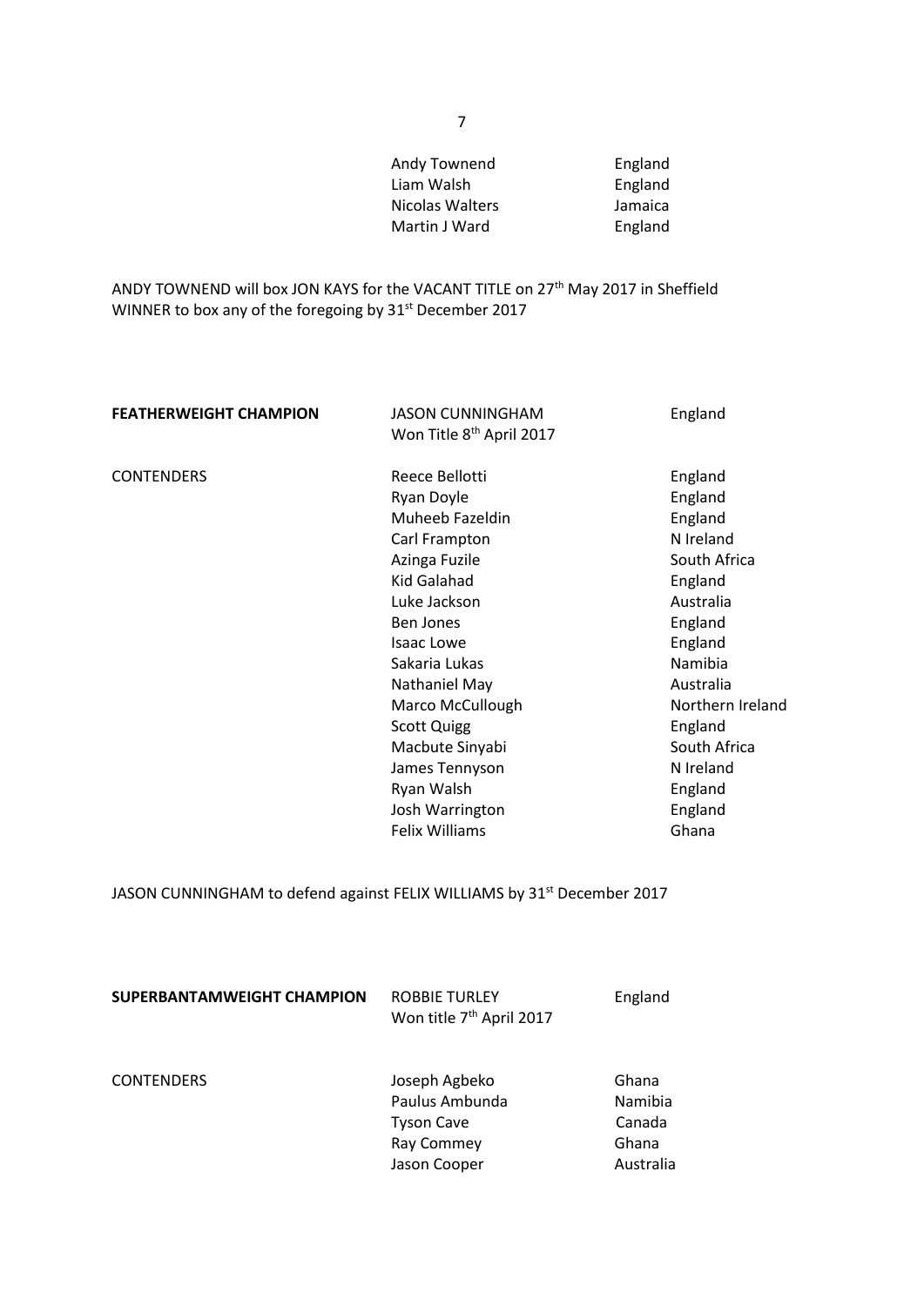| | |
|---|---|
| Andy Townend | England |
| Liam Walsh | England |
| Nicolas Walters | Jamaica |
| Martin J Ward | England |

ANDY TOWNEND will box JON KAYS for the VACANT TITLE on 27th May 2017 in Sheffield
WINNER to box any of the foregoing by 31st December 2017

| | | |
|---|---|---|
| **FEATHERWEIGHT CHAMPION** | JASON CUNNINGHAM<br>Won Title 8th April 2017 | England |
| CONTENDERS | Reece Bellotti | England |
| | Ryan Doyle | England |
| | Muheeb Fazeldin | England |
| | Carl Frampton | N Ireland |
| | Azinga Fuzile | South Africa |
| | Kid Galahad | England |
| | Luke Jackson | Australia |
| | Ben Jones | England |
| | Isaac Lowe | England |
| | Sakaria Lukas | Namibia |
| | Nathaniel May | Australia |
| | Marco McCullough | Northern Ireland |
| | Scott Quigg | England |
| | Macbute Sinyabi | South Africa |
| | James Tennyson | N Ireland |
| | Ryan Walsh | England |
| | Josh Warrington | England |
| | Felix Williams | Ghana |

JASON CUNNINGHAM to defend against FELIX WILLIAMS by 31st December 2017

| | | |
|---|---|---|
| **SUPERBANTAMWEIGHT CHAMPION** | ROBBIE TURLEY<br>Won title 7th April 2017 | England |
| CONTENDERS | Joseph Agbeko | Ghana |
| | Paulus Ambunda | Namibia |
| | Tyson Cave | Canada |
| | Ray Commey | Ghana |
| | Jason Cooper | Australia |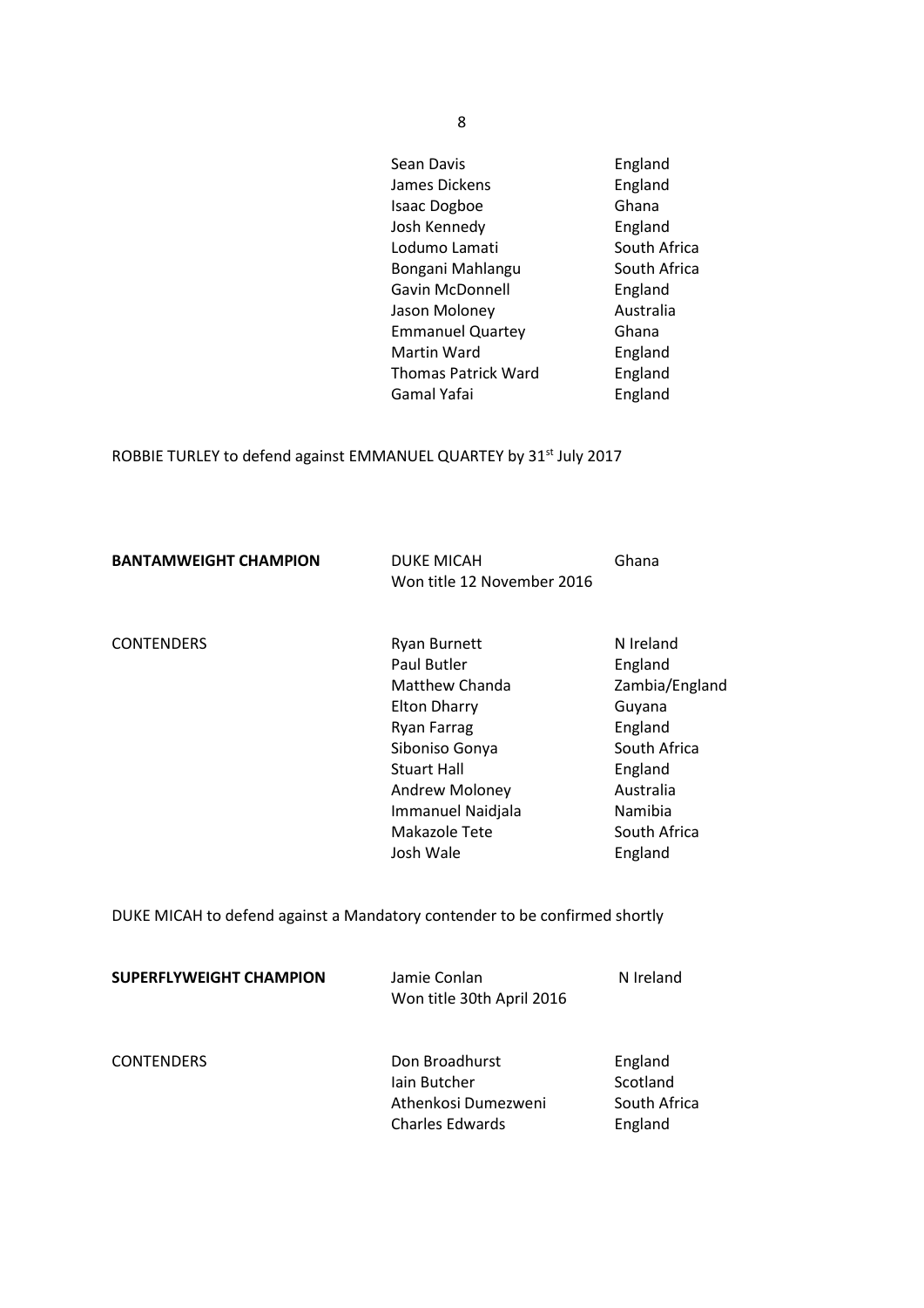| | | |
|---|---|---|
| | Sean Davis | England |
| | James Dickens | England |
| | Isaac Dogboe | Ghana |
| | Josh Kennedy | England |
| | Lodumo Lamati | South Africa |
| | Bongani Mahlangu | South Africa |
| | Gavin McDonnell | England |
| | Jason Moloney | Australia |
| | Emmanuel Quartey | Ghana |
| | Martin Ward | England |
| | Thomas Patrick Ward | England |
| | Gamal Yafai | England |

ROBBIE TURLEY to defend against EMMANUEL QUARTEY by 31st July 2017

| | | |
|---|---|---|
| **BANTAMWEIGHT CHAMPION** | DUKE MICAH<br>Won title 12 November 2016 | Ghana |
| CONTENDERS | Ryan Burnett | N Ireland |
| | Paul Butler | England |
| | Matthew Chanda | Zambia/England |
| | Elton Dharry | Guyana |
| | Ryan Farrag | England |
| | Siboniso Gonya | South Africa |
| | Stuart Hall | England |
| | Andrew Moloney | Australia |
| | Immanuel Naidjala | Namibia |
| | Makazole Tete | South Africa |
| | Josh Wale | England |

DUKE MICAH to defend against a Mandatory contender to be confirmed shortly

| | | |
|---|---|---|
| **SUPERFLYWEIGHT CHAMPION** | Jamie Conlan<br>Won title 30th April 2016 | N Ireland |
| CONTENDERS | Don Broadhurst | England |
| | Iain Butcher | Scotland |
| | Athenkosi Dumezweni | South Africa |
| | Charles Edwards | England |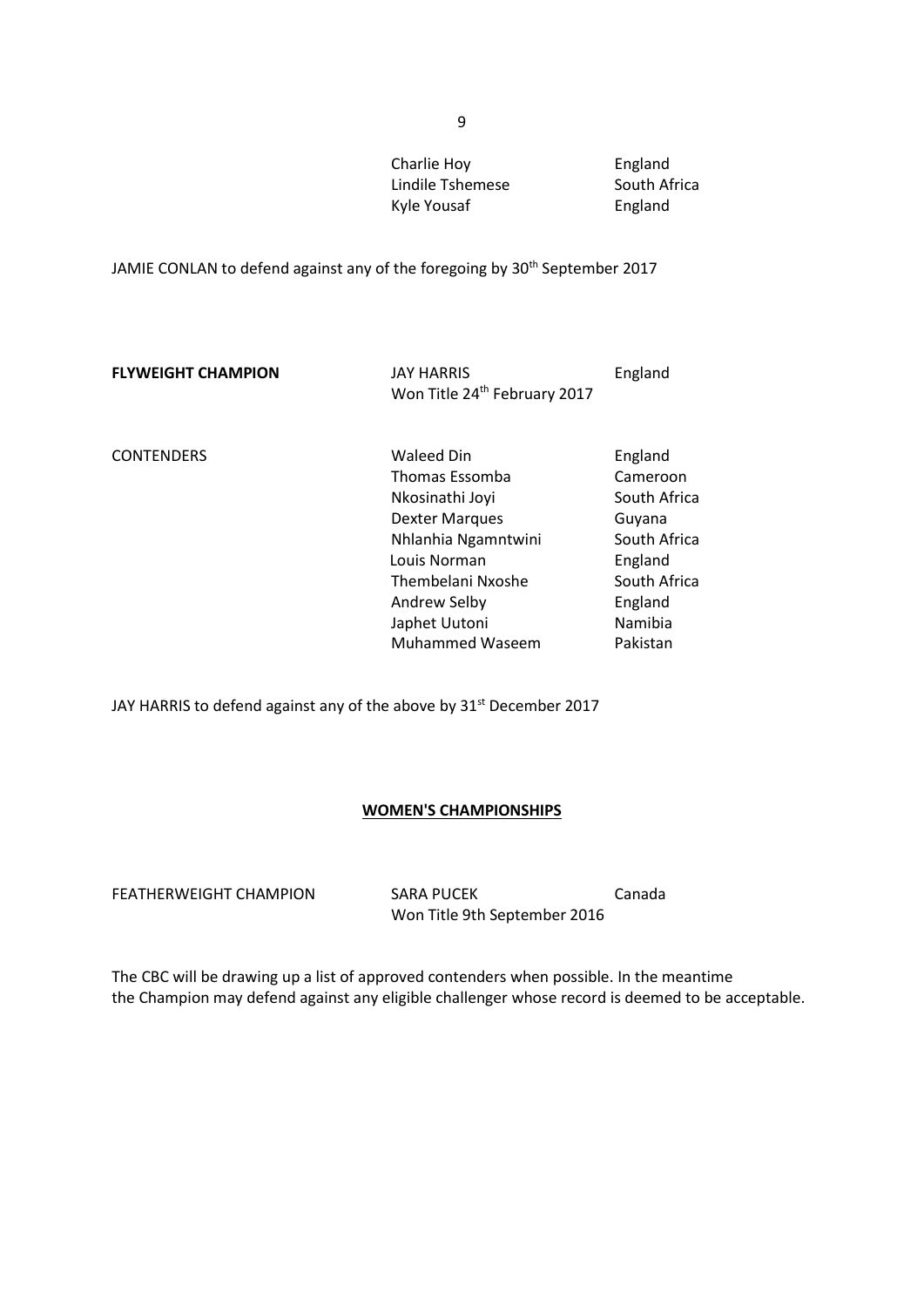| | |
|---|---|
| Charlie Hoy | England |
| Lindile Tshemese | South Africa |
| Kyle Yousaf | England |

JAMIE CONLAN to defend against any of the foregoing by 30th September 2017

| | | |
|---|---|---|
| **FLYWEIGHT CHAMPION** | JAY HARRIS<br>Won Title 24th February 2017 | England |
| CONTENDERS | Waleed Din | England |
| | Thomas Essomba | Cameroon |
| | Nkosinathi Joyi | South Africa |
| | Dexter Marques | Guyana |
| | Nhlanhia Ngamntwini | South Africa |
| | Louis Norman | England |
| | Thembelani Nxoshe | South Africa |
| | Andrew Selby | England |
| | Japhet Uutoni | Namibia |
| | Muhammed Waseem | Pakistan |

JAY HARRIS to defend against any of the above by 31st December 2017

## WOMEN'S CHAMPIONSHIPS

| | | |
|---|---|---|
| FEATHERWEIGHT CHAMPION | SARA PUCEK<br>Won Title 9th September 2016 | Canada |

The CBC will be drawing up a list of approved contenders when possible. In the meantime the Champion may defend against any eligible challenger whose record is deemed to be acceptable.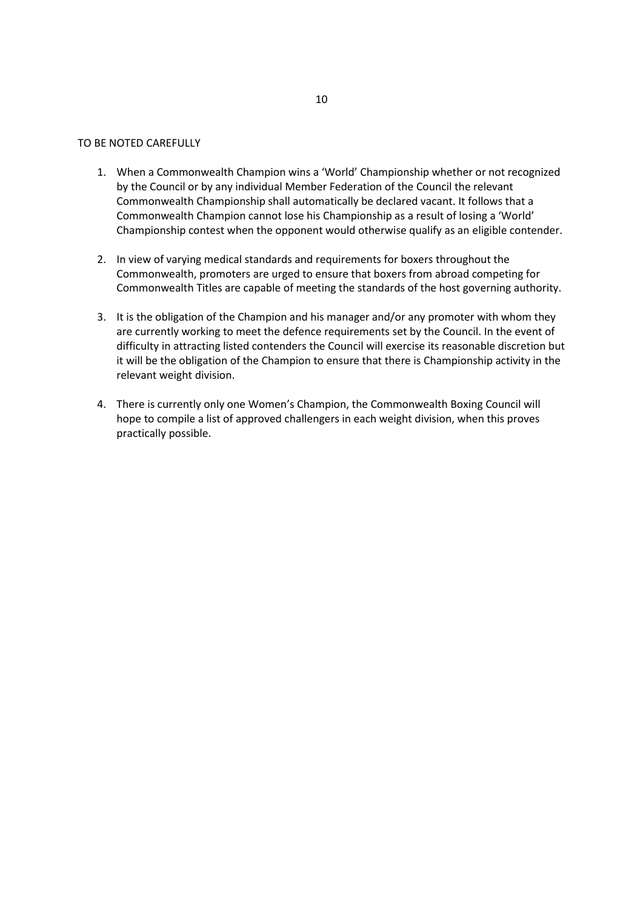TO BE NOTED CAREFULLY

1. When a Commonwealth Champion wins a 'World' Championship whether or not recognized by the Council or by any individual Member Federation of the Council the relevant Commonwealth Championship shall automatically be declared vacant. It follows that a Commonwealth Champion cannot lose his Championship as a result of losing a 'World' Championship contest when the opponent would otherwise qualify as an eligible contender.

2. In view of varying medical standards and requirements for boxers throughout the Commonwealth, promoters are urged to ensure that boxers from abroad competing for Commonwealth Titles are capable of meeting the standards of the host governing authority.

3. It is the obligation of the Champion and his manager and/or any promoter with whom they are currently working to meet the defence requirements set by the Council. In the event of difficulty in attracting listed contenders the Council will exercise its reasonable discretion but it will be the obligation of the Champion to ensure that there is Championship activity in the relevant weight division.

4. There is currently only one Women's Champion, the Commonwealth Boxing Council will hope to compile a list of approved challengers in each weight division, when this proves practically possible.